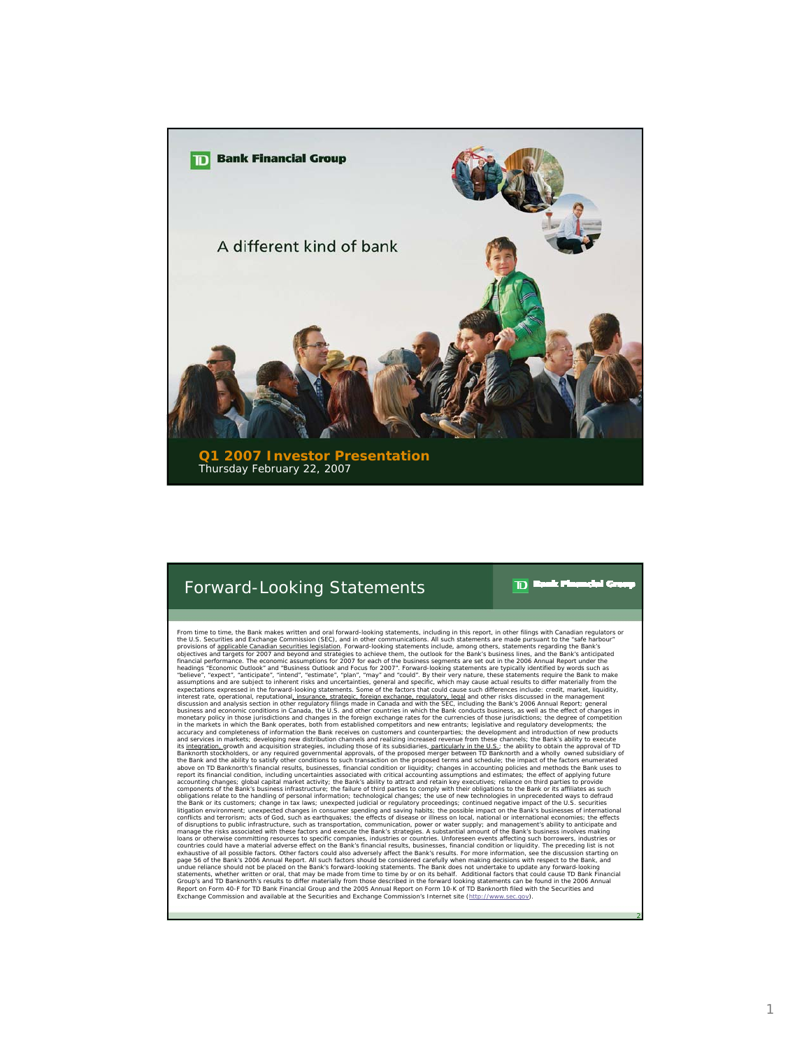**TD Bank Financial Group**

A different kind of bank

**Q1 2007 Investor Presentation**

Thursday February 22, 2007

## Forward-Looking Statements

From time to time, the Bank makes written and oral forward-looking statements, including in this report, in other filings with Canadian regulators or the U.S. Securities and Exchange Commission (SEC), and in other communications. All such statements are made pursuant to the "safe harbour" provisions of applicable Canadian securities legislation. Forward-looking statements include, among others, statements regarding the Bank's objectives and targets for 2007 and beyond and strategies to achieve them, the outlook for the Bank's business lines, and the Bank's anticipated financial performance. The economic assumptions for 2007 for each of the business segments are set out in the 2006 Annual Report under the headings "Economic Outlook" and "Business Outlook and Focus for 2007". Forward-looking statements are typically identified by words such as "believe", "expect", "anticipate", "intend", "estimate", "plan", "may" and "could". By their very nature, these statements require the Bank to make assumptions and are subject to inherent risks and uncertainties, general and specific, which may cause actual results to differ materially from the expectations expressed in the forward-looking statements. Some of the factors that could cause such differences include: credit, market, liquidity, interest rate, operational, reputational, insurance, strategic, foreign exchange, regulatory, legal and other risks discussed in the management discussion and analysis section in other regulatory filings made in Canada and with the SEC, including the Bank's 2006 Annual Report; general business and economic conditions in Canada, the U.S. and other countries in which the Bank conducts business, as well as the effect of changes in monetary policy in those jurisdictions and changes in the foreign exchange rates for the currencies of those jurisdictions; the degree of competition in the markets in which the Bank operates, both from established competitors and new entrants; legislative and regulatory developments; the accuracy and completeness of information the Bank receives on customers and counterparties; the development and introduction of new products and services in markets; developing new distribution channels and realizing increased revenue from these channels; the Bank's ability to execute its integration, growth and acquisition strategies, including those of its subsidiaries, particularly in the U.S.; the ability to obtain the approval of TD Banknorth stockholders, or any required governmental approvals, of the proposed merger between TD Banknorth and a wholly owned subsidiary of the Bank and the ability to satisfy other conditions to such transaction on the proposed terms and schedule; the impact of the factors enumerated above on TD Banknorth's financial results, businesses, financial condition or liquidity; changes in accounting policies and methods the Bank uses to report its financial condition, including uncertainties associated with critical accounting assumptions and estimates; the effect of applying future accounting changes; global capital market activity; the Bank's ability to attract and retain key executives; reliance on third parties to provide components of the Bank's business infrastructure; the failure of third parties to comply with their obligations to the Bank or its affiliates as such obligations relate to the handling of personal information; technological changes; the use of new technologies in unprecedented ways to defraud the Bank or its customers; change in tax laws; unexpected judicial or regulatory proceedings; continued negative impact of the U.S. securities litigation environment; unexpected changes in consumer spending and saving habits; the possible impact on the Bank's businesses of international conflicts and terrorism; acts of God, such as earthquakes; the effects of disease or illness on local, national or international economies; the effects of disruptions to public infrastructure, such as transportation, communication, power or water supply; and management's ability to anticipate and manage the risks associated with these factors and execute the Bank's strategies. A substantial amount of the Bank's business involves making loans or otherwise committing resources to specific companies, industries or countries. Unforeseen events affecting such borrowers, industries or countries could have a material adverse effect on the Bank's financial results, businesses, financial condition or liquidity. The preceding list is not exhaustive of all possible factors. Other factors could also adversely affect the Bank's results. For more information, see the discussion starting on page 56 of the Bank's 2006 Annual Report. All such factors should be considered carefully when making decisions with respect to the Bank, and undue reliance should not be placed on the Bank's forward-looking statements. The Bank does not undertake to update any forward-looking statements, whether written or oral, that may be made from time to time by or on its behalf. Additional factors that could cause TD Bank Financial Group's and TD Banknorth's results to differ materially from those described in the forward looking statements can be found in the 2006 Annual Report on Form 40-F for TD Bank Financial Group and the 2005 Annual Report on Form 10-K of TD Banknorth filed with the Securities and Exchange Commission and available at the Securities and Exchange Commission's Internet site (http://www.sec.gov).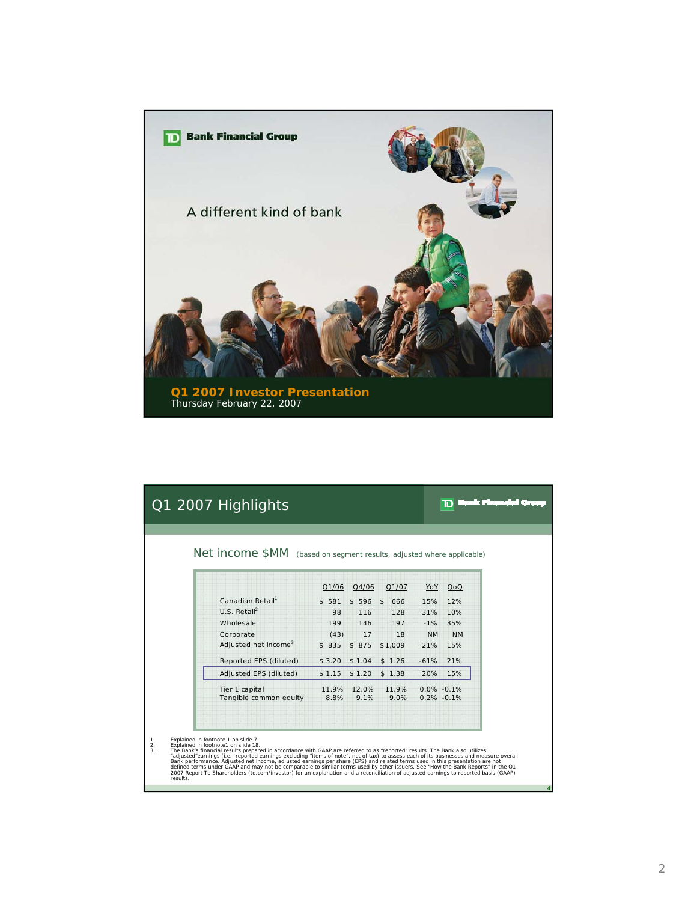TD Bank Financial Group

A different kind of bank

**Q1 2007 Investor Presentation**
Thursday February 22, 2007

## Q1 2007 Highlights

### Net income $MM (based on segment results, adjusted where applicable)

| | Q1/06 | Q4/06 | Q1/07 | YoY | QoQ |
|---|---|---|---|---|---|
| Canadian Retail[1] | $ 581 | $ 596 | $ 666 | 15% | 12% |
| U.S. Retail[2] | 98 | 116 | 128 | 31% | 10% |
| Wholesale | 199 | 146 | 197 | -1% | 35% |
| Corporate | (43) | 17 | 18 | NM | NM |
| Adjusted net income[3] | $ 835 | $ 875 | $1,009 | 21% | 15% |
| Reported EPS (diluted) | $ 3.20 | $ 1.04 | $ 1.26 | -61% | 21% |
| **Adjusted EPS (diluted)** | **$ 1.15** | **$ 1.20** | **$ 1.38** | **20%** | **15%** |
| Tier 1 capital | 11.9% | 12.0% | 11.9% | 0.0% | -0.1% |
| Tangible common equity | 8.8% | 9.1% | 9.0% | 0.2% | -0.1% |

1. Explained in footnote 1 on slide 7.
2. Explained in footnote1 on slide 18.
3. The Bank's financial results prepared in accordance with GAAP are referred to as "reported" results. The Bank also utilizes "adjusted"earnings (i.e., reported earnings excluding "items of note", net of tax) to assess each of its businesses and measure overall Bank performance. Adjusted net income, adjusted earnings per share (EPS) and related terms used in this presentation are not defined terms under GAAP and may not be comparable to similar terms used by other issuers. See "How the Bank Reports" in the Q1 2007 Report To Shareholders (td.com/investor) for an explanation and a reconciliation of adjusted earnings to reported basis (GAAP) results.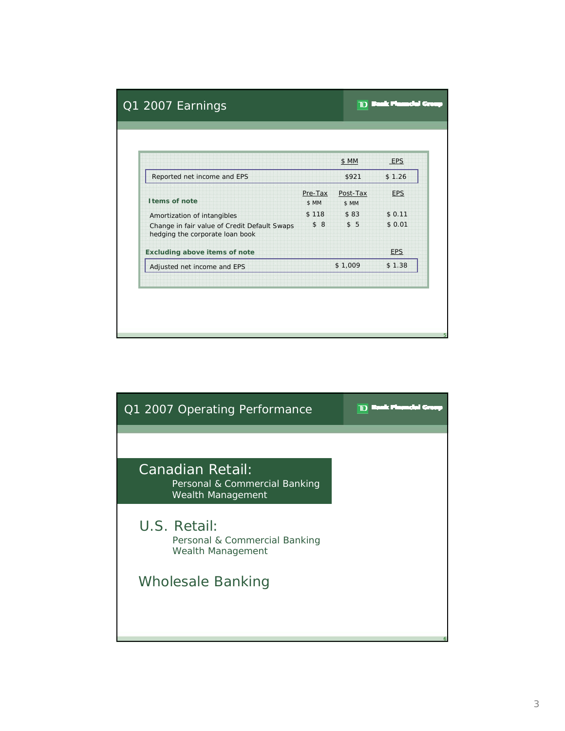## Q1 2007 Earnings

| | Pre-Tax $ MM | Post-Tax $ MM | EPS |
|---|---|---|---|
| Reported net income and EPS | | $921 | $ 1.26 |
| **Items of note** | | | |
| Amortization of intangibles | $ 118 | $ 83 | $ 0.11 |
| Change in fair value of Credit Default Swaps hedging the corporate loan book | $ 8 | $ 5 | $ 0.01 |
| **Excluding above items of note** | | | |
| Adjusted net income and EPS | | $ 1,009 | $ 1.38 |

## Q1 2007 Operating Performance

**Canadian Retail:**
- Personal & Commercial Banking
- Wealth Management

**U.S. Retail:**
- Personal & Commercial Banking
- Wealth Management

**Wholesale Banking**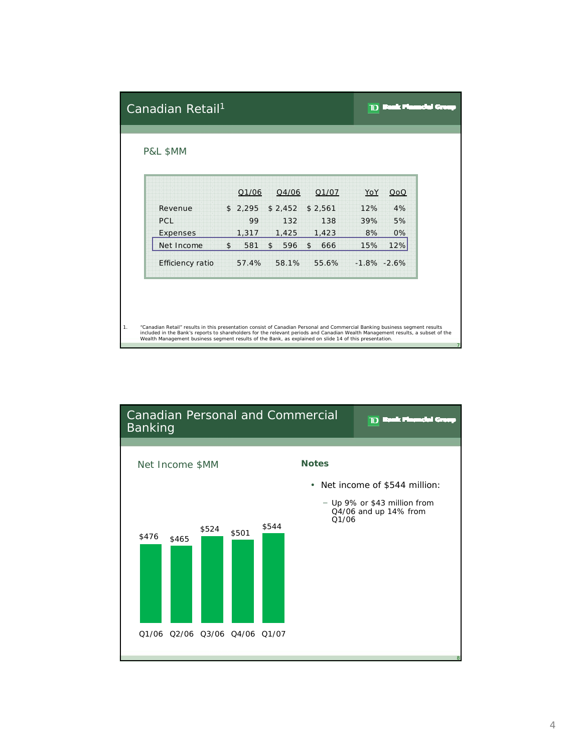## Canadian Retail[1]

TD Bank Financial Group

P&L $MM

| | Q1/06 | Q4/06 | Q1/07 | YoY | QoQ |
|---|---|---|---|---|---|
| Revenue | $ 2,295 | $ 2,452 | $ 2,561 | 12% | 4% |
| PCL | 99 | 132 | 138 | 39% | 5% |
| Expenses | 1,317 | 1,425 | 1,423 | 8% | 0% |
| Net Income | $ 581 | $ 596 | $ 666 | 15% | 12% |
| Efficiency ratio | 57.4% | 58.1% | 55.6% | -1.8% | -2.6% |

1. "Canadian Retail" results in this presentation consist of Canadian Personal and Commercial Banking business segment results included in the Bank's reports to shareholders for the relevant periods and Canadian Wealth Management results, a subset of the Wealth Management business segment results of the Bank, as explained on slide 14 of this presentation.

## Canadian Personal and Commercial Banking

TD Bank Financial Group

Net Income $MM

| Q1/06 | Q2/06 | Q3/06 | Q4/06 | Q1/07 |
|---|---|---|---|---|
| $476 | $465 | $524 | $501 | $544 |

**Notes**

- Net income of $544 million:
  - Up 9% or $43 million from Q4/06 and up 14% from Q1/06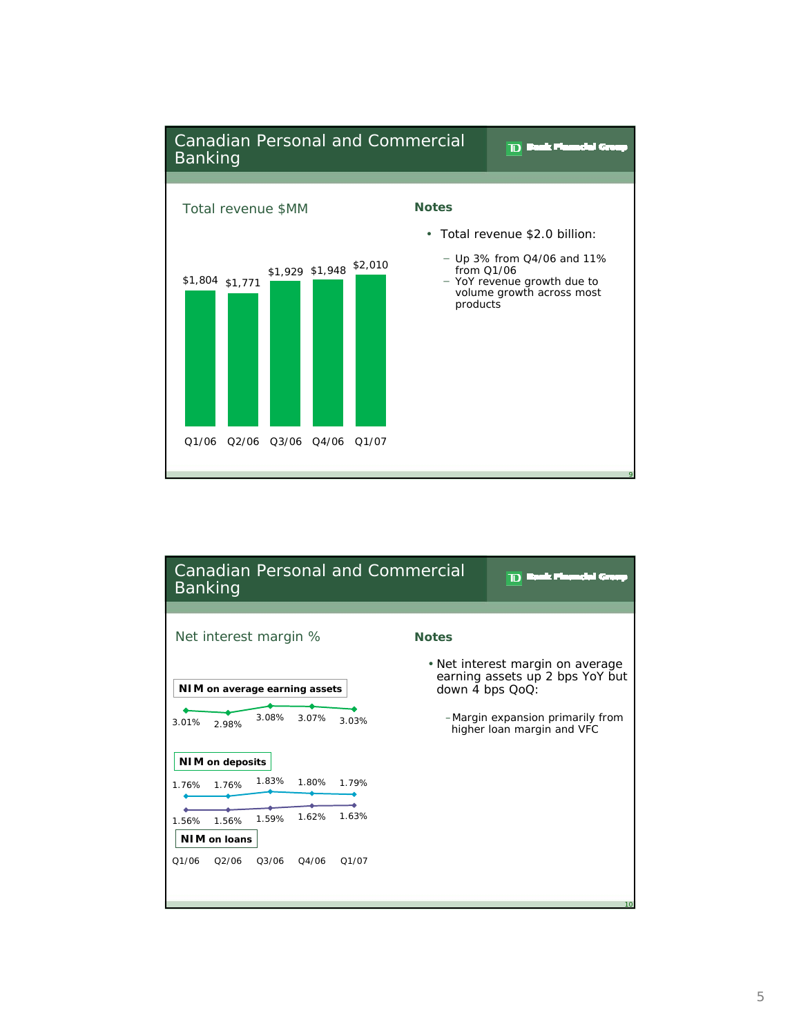## Canadian Personal and Commercial Banking

TD Bank Financial Group

### Total revenue $MM

| | Q1/06 | Q2/06 | Q3/06 | Q4/06 | Q1/07 |
|---|---|---|---|---|---|
| Total revenue | $1,804 | $1,771 | $1,929 | $1,948 | $2,010 |

**Notes**

- Total revenue $2.0 billion:
  - Up 3% from Q4/06 and 11% from Q1/06
  - YoY revenue growth due to volume growth across most products

## Canadian Personal and Commercial Banking

TD Bank Financial Group

### Net interest margin %

| | Q1/06 | Q2/06 | Q3/06 | Q4/06 | Q1/07 |
|---|---|---|---|---|---|
| NIM on average earning assets | 3.01% | 2.98% | 3.08% | 3.07% | 3.03% |
| NIM on deposits | 1.76% | 1.76% | 1.83% | 1.80% | 1.79% |
| NIM on loans | 1.56% | 1.56% | 1.59% | 1.62% | 1.63% |

**Notes**

- Net interest margin on average earning assets up 2 bps YoY but down 4 bps QoQ:
  - Margin expansion primarily from higher loan margin and VFC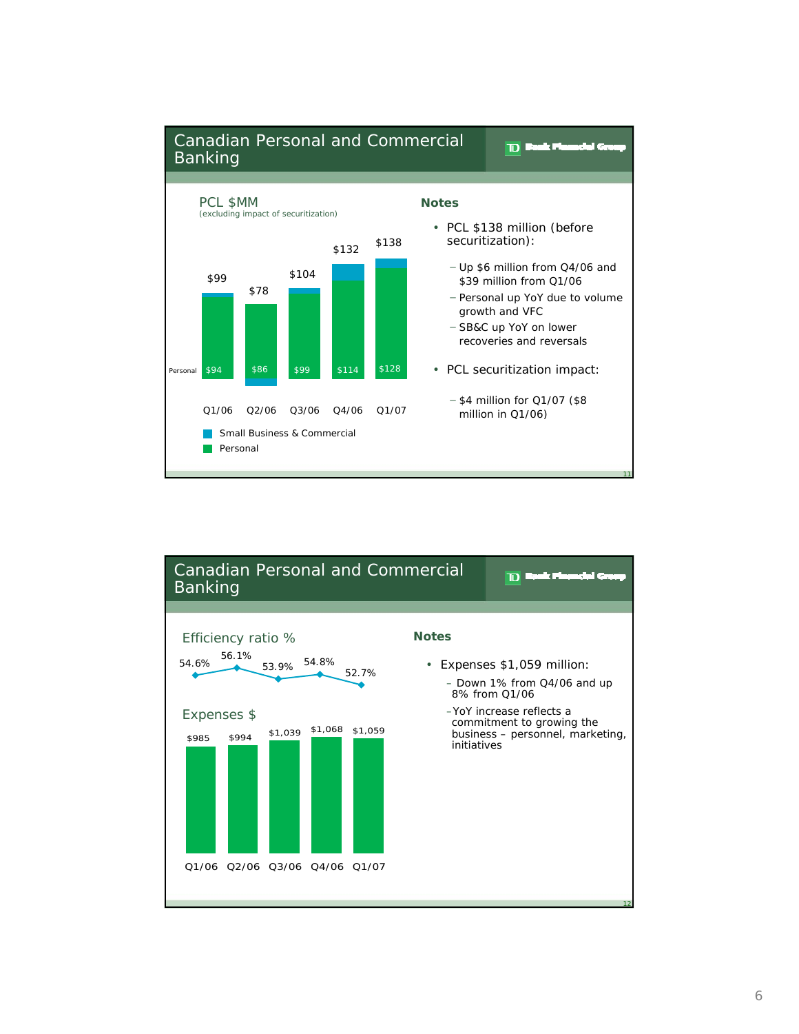## Canadian Personal and Commercial Banking

TD Bank Financial Group

### PCL $MM

(excluding impact of securitization)

| | Q1/06 | Q2/06 | Q3/06 | Q4/06 | Q1/07 |
|---|---|---|---|---|---|
| Total | $99 | $78 | $104 | $132 | $138 |
| Personal | $94 | $86 | $99 | $114 | $128 |

- Small Business & Commercial
- Personal

### Notes

- PCL $138 million (before securitization):
  - Up $6 million from Q4/06 and $39 million from Q1/06
  - Personal up YoY due to volume growth and VFC
  - SB&C up YoY on lower recoveries and reversals
- PCL securitization impact:
  - $4 million for Q1/07 ($8 million in Q1/06)

## Canadian Personal and Commercial Banking

TD Bank Financial Group

### Efficiency ratio %

| Q1/06 | Q2/06 | Q3/06 | Q4/06 | Q1/07 |
|---|---|---|---|---|
| 54.6% | 56.1% | 53.9% | 54.8% | 52.7% |

### Expenses $

| Q1/06 | Q2/06 | Q3/06 | Q4/06 | Q1/07 |
|---|---|---|---|---|
| $985 | $994 | $1,039 | $1,068 | $1,059 |

### Notes

- Expenses $1,059 million:
  - Down 1% from Q4/06 and up 8% from Q1/06
  - YoY increase reflects a commitment to growing the business – personnel, marketing, initiatives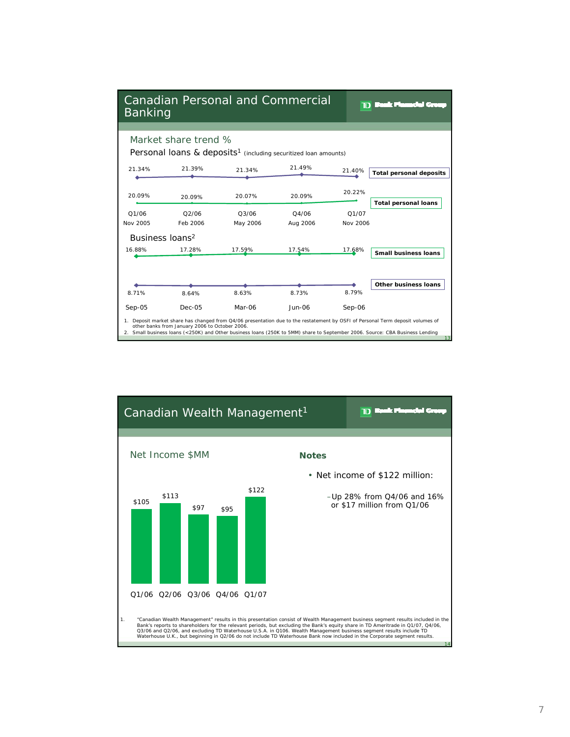## Canadian Personal and Commercial Banking

TD Bank Financial Group

### Market share trend %

**Personal loans & deposits**[1] (including securitized loan amounts)

| | Q1/06 Nov 2005 | Q2/06 Feb 2006 | Q3/06 May 2006 | Q4/06 Aug 2006 | Q1/07 Nov 2006 |
|---|---|---|---|---|---|
| Total personal deposits | 21.34% | 21.39% | 21.34% | 21.49% | 21.40% |
| Total personal loans | 20.09% | 20.09% | 20.07% | 20.09% | 20.22% |

**Business loans**[2]

| | Sep-05 | Dec-05 | Mar-06 | Jun-06 | Sep-06 |
|---|---|---|---|---|---|
| Small business loans | 16.88% | 17.28% | 17.59% | 17.54% | 17.68% |
| Other business loans | 8.71% | 8.64% | 8.63% | 8.73% | 8.79% |

1. Deposit market share has changed from Q4/06 presentation due to the restatement by OSFI of Personal Term deposit volumes of other banks from January 2006 to October 2006.
2. Small business loans (<250K) and Other business loans (250K to 5MM) share to September 2006. Source: CBA Business Lending

## Canadian Wealth Management[1]

TD Bank Financial Group

### Net Income $MM

| Q1/06 | Q2/06 | Q3/06 | Q4/06 | Q1/07 |
|---|---|---|---|---|
| $105 | $113 | $97 | $95 | $122 |

**Notes**

- Net income of $122 million:
  - Up 28% from Q4/06 and 16% or $17 million from Q1/06

1. "Canadian Wealth Management" results in this presentation consist of Wealth Management business segment results included in the Bank's reports to shareholders for the relevant periods, but excluding the Bank's equity share in TD Ameritrade in Q1/07, Q4/06, Q3/06 and Q2/06, and excluding TD Waterhouse U.S.A. in Q106. Wealth Management business segment results include TD Waterhouse U.K., but beginning in Q2/06 do not include TD Waterhouse Bank now included in the Corporate segment results.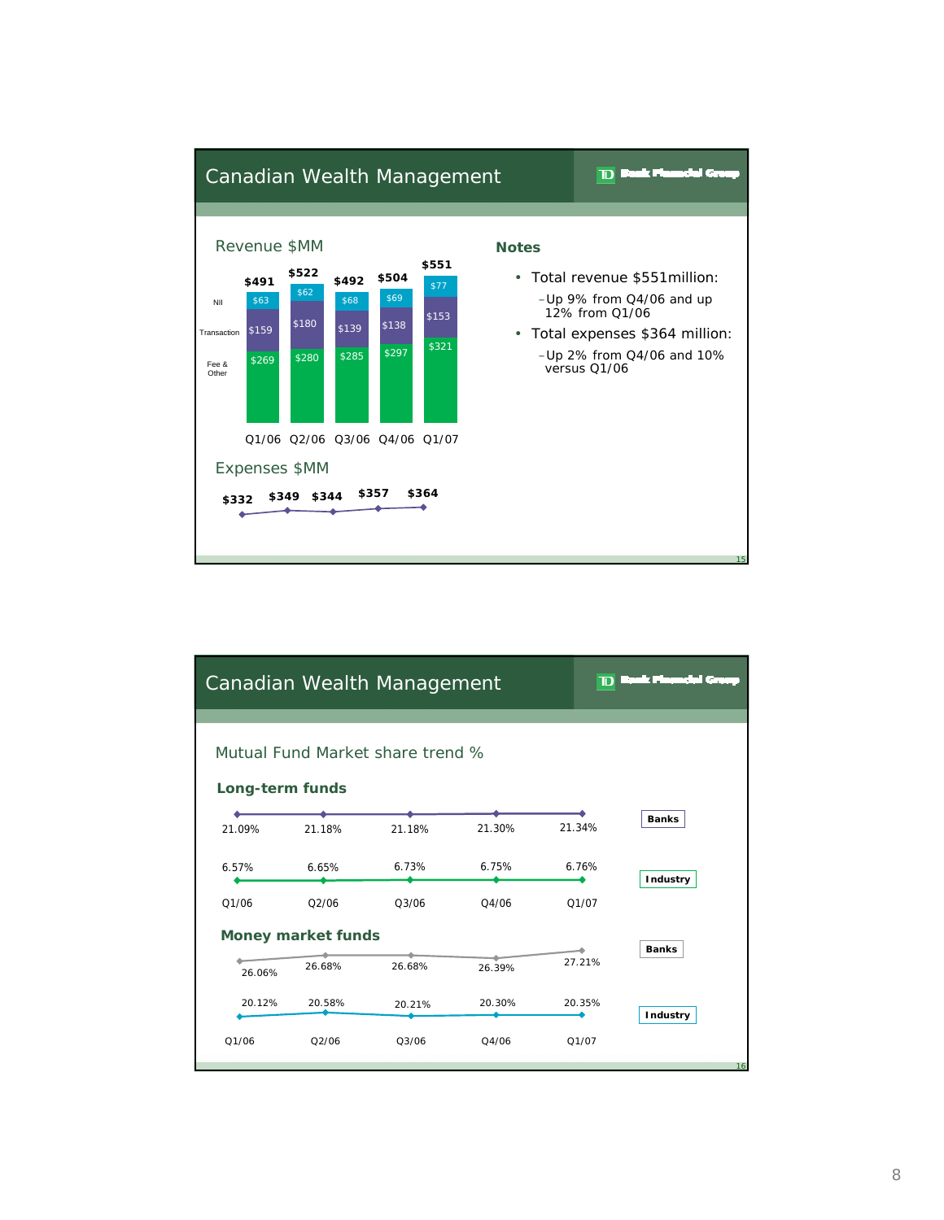## Canadian Wealth Management

### Revenue $MM

| | Q1/06 | Q2/06 | Q3/06 | Q4/06 | Q1/07 |
|---|---|---|---|---|---|
| NII | $63 | $62 | $68 | $69 | $77 |
| Transaction | $159 | $180 | $139 | $138 | $153 |
| Fee & Other | $269 | $280 | $285 | $297 | $321 |
| Total | $491 | $522 | $492 | $504 | $551 |

### Expenses $MM

| Q1/06 | Q2/06 | Q3/06 | Q4/06 | Q1/07 |
|---|---|---|---|---|
| $332 | $349 | $344 | $357 | $364 |

### Notes

- Total revenue $551million:
  - Up 9% from Q4/06 and up 12% from Q1/06
- Total expenses $364 million:
  - Up 2% from Q4/06 and 10% versus Q1/06

## Canadian Wealth Management

### Mutual Fund Market share trend %

**Long-term funds**

| | Q1/06 | Q2/06 | Q3/06 | Q4/06 | Q1/07 |
|---|---|---|---|---|---|
| Banks | 21.09% | 21.18% | 21.18% | 21.30% | 21.34% |
| Industry | 6.57% | 6.65% | 6.73% | 6.75% | 6.76% |

**Money market funds**

| | Q1/06 | Q2/06 | Q3/06 | Q4/06 | Q1/07 |
|---|---|---|---|---|---|
| Banks | 26.06% | 26.68% | 26.68% | 26.39% | 27.21% |
| Industry | 20.12% | 20.58% | 20.21% | 20.30% | 20.35% |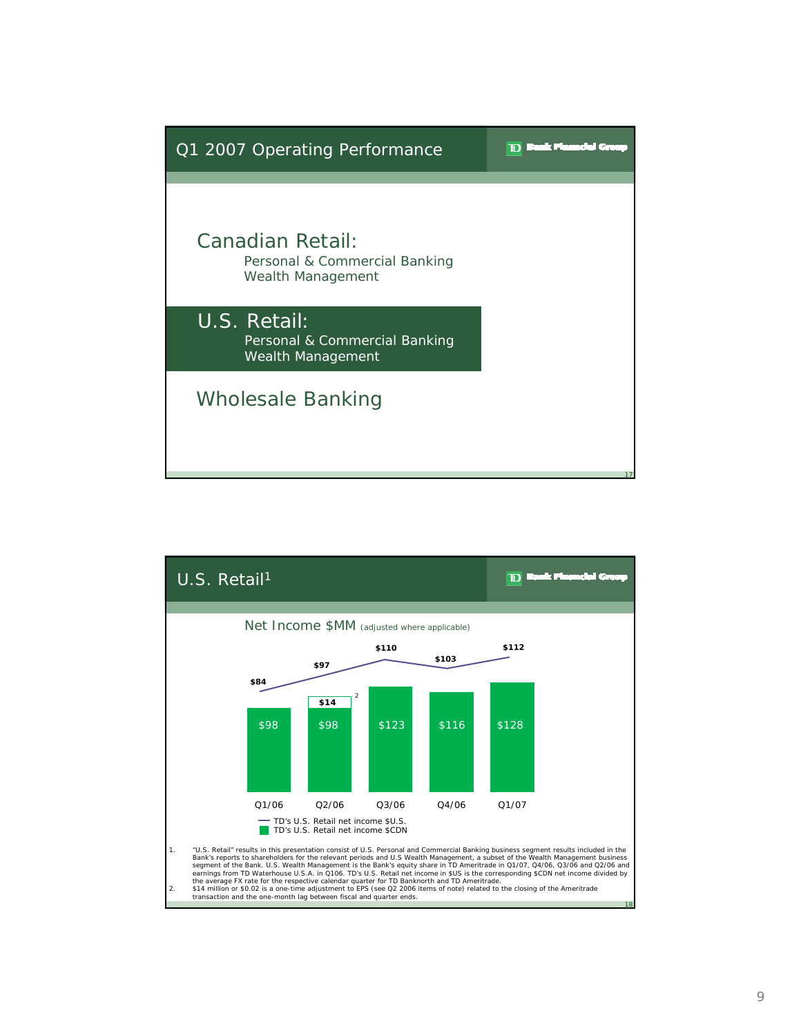## Q1 2007 Operating Performance

TD Bank Financial Group

**Canadian Retail:**
- Personal & Commercial Banking
- Wealth Management

**U.S. Retail:**
- Personal & Commercial Banking
- Wealth Management

**Wholesale Banking**

## U.S. Retail[1]

TD Bank Financial Group

Net Income $MM (adjusted where applicable)

| | Q1/06 | Q2/06 | Q3/06 | Q4/06 | Q1/07 |
|---|---|---|---|---|---|
| TD's U.S. Retail net income $U.S. | $84 | $97 | $110 | $103 | $112 |
| TD's U.S. Retail net income $CDN | $98 | $98 + $14[2] | $123 | $116 | $128 |

1. "U.S. Retail" results in this presentation consist of U.S. Personal and Commercial Banking business segment results included in the Bank's reports to shareholders for the relevant periods and U.S Wealth Management, a subset of the Wealth Management business segment of the Bank. U.S. Wealth Management is the Bank's equity share in TD Ameritrade in Q1/07, Q4/06, Q3/06 and Q2/06 and earnings from TD Waterhouse U.S.A. in Q106. TD's U.S. Retail net income in $US is the corresponding $CDN net income divided by the average FX rate for the respective calendar quarter for TD Banknorth and TD Ameritrade.
2. $14 million or $0.02 is a one-time adjustment to EPS (see Q2 2006 items of note) related to the closing of the Ameritrade transaction and the one-month lag between fiscal and quarter ends.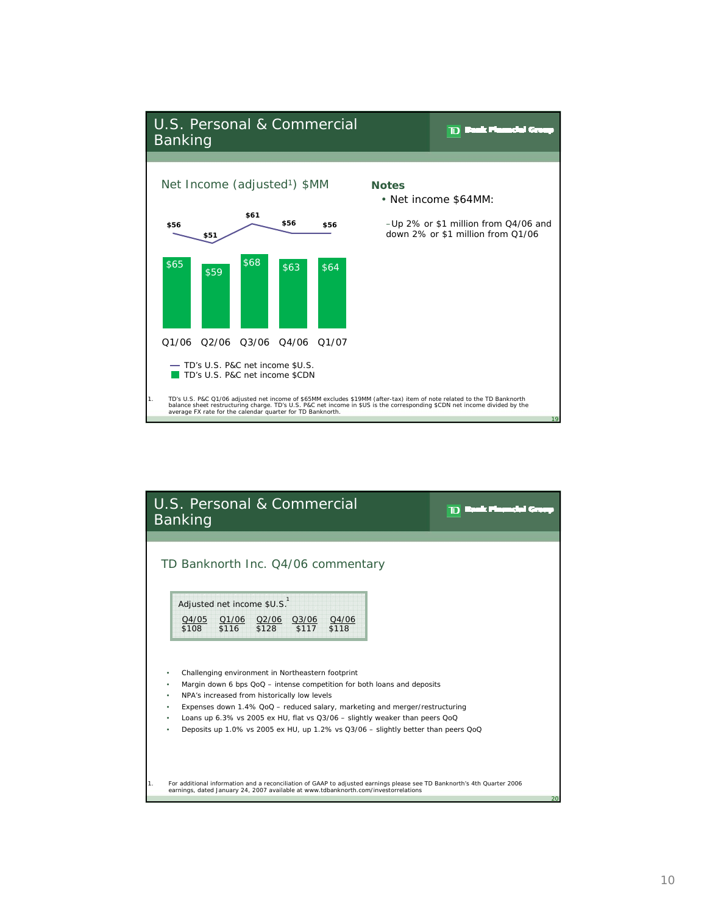## U.S. Personal & Commercial Banking

TD Bank Financial Group

### Net Income (adjusted[1]) $MM

| | Q1/06 | Q2/06 | Q3/06 | Q4/06 | Q1/07 |
|---|---|---|---|---|---|
| TD's U.S. P&C net income $U.S. | $56 | $51 | $61 | $56 | $56 |
| TD's U.S. P&C net income $CDN | $65 | $59 | $68 | $63 | $64 |

**Notes**

- Net income $64MM:
  - Up 2% or $1 million from Q4/06 and down 2% or $1 million from Q1/06

1. TD's U.S. P&C Q1/06 adjusted net income of $65MM excludes $19MM (after-tax) item of note related to the TD Banknorth balance sheet restructuring charge. TD's U.S. P&C net income in $US is the corresponding $CDN net income divided by the average FX rate for the calendar quarter for TD Banknorth.

## U.S. Personal & Commercial Banking

TD Bank Financial Group

### TD Banknorth Inc. Q4/06 commentary

Adjusted net income $U.S.[1]

| Q4/05 | Q1/06 | Q2/06 | Q3/06 | Q4/06 |
|---|---|---|---|---|
| $108 | $116 | $128 | $117 | $118 |

- Challenging environment in Northeastern footprint
- Margin down 6 bps QoQ – intense competition for both loans and deposits
- NPA's increased from historically low levels
- Expenses down 1.4% QoQ – reduced salary, marketing and merger/restructuring
- Loans up 6.3% vs 2005 ex HU, flat vs Q3/06 – slightly weaker than peers QoQ
- Deposits up 1.0% vs 2005 ex HU, up 1.2% vs Q3/06 – slightly better than peers QoQ

1. For additional information and a reconciliation of GAAP to adjusted earnings please see TD Banknorth's 4th Quarter 2006 earnings, dated January 24, 2007 available at www.tdbanknorth.com/investorrelations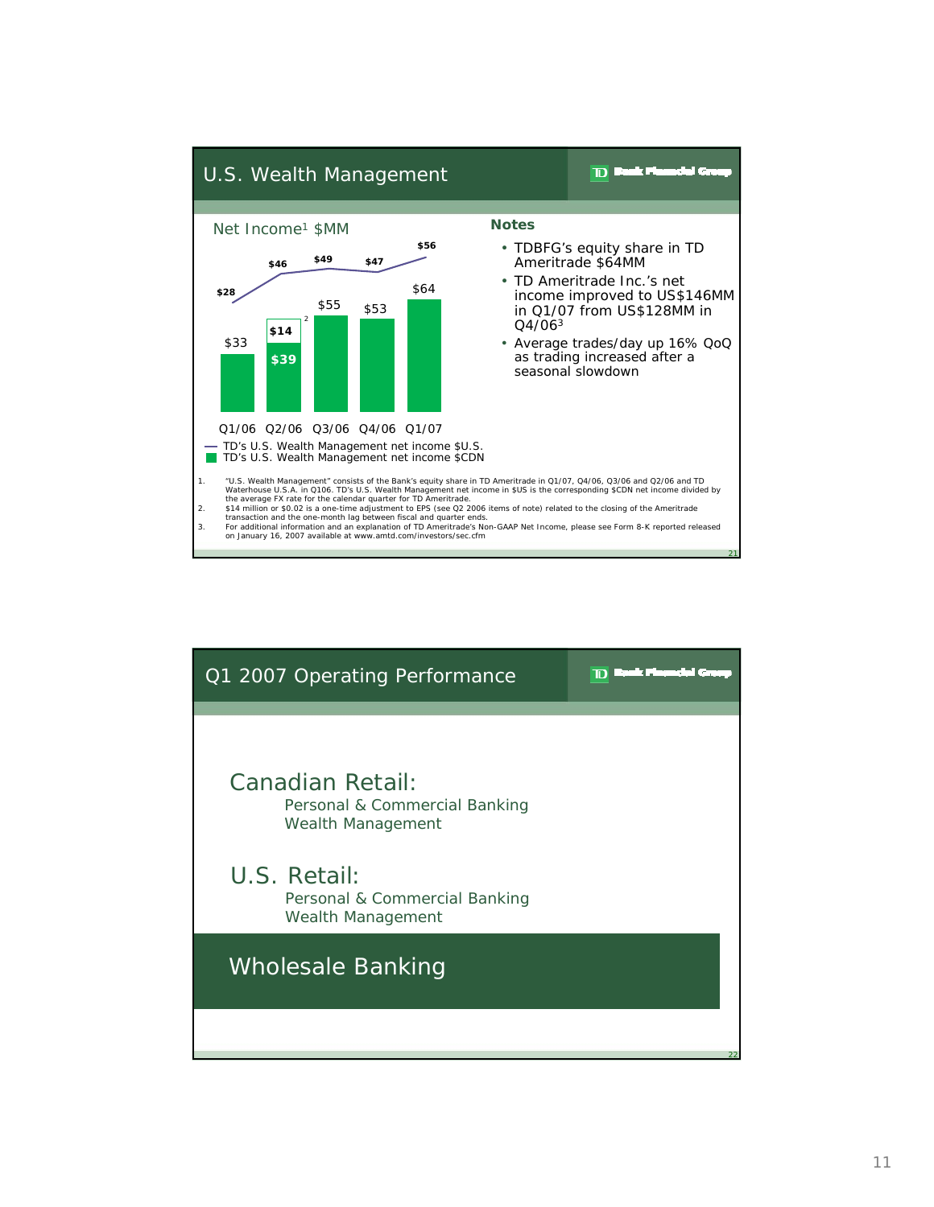## U.S. Wealth Management

TD Bank Financial Group

### Net Income[1] $MM

| | Q1/06 | Q2/06 | Q3/06 | Q4/06 | Q1/07 |
|---|---|---|---|---|---|
| TD's U.S. Wealth Management net income $U.S. | $28 | $46 | $49 | $47 | $56 |
| TD's U.S. Wealth Management net income $CDN | $33 | $39 + $14[2] | $55 | $53 | $64 |

### Notes

- TDBFG's equity share in TD Ameritrade $64MM
- TD Ameritrade Inc.'s net income improved to US$146MM in Q1/07 from US$128MM in Q4/06[3]
- Average trades/day up 16% QoQ as trading increased after a seasonal slowdown

1. "U.S. Wealth Management" consists of the Bank's equity share in TD Ameritrade in Q1/07, Q4/06, Q3/06 and Q2/06 and TD Waterhouse U.S.A. in Q106. TD's U.S. Wealth Management net income in $US is the corresponding $CDN net income divided by the average FX rate for the calendar quarter for TD Ameritrade.
2. $14 million or $0.02 is a one-time adjustment to EPS (see Q2 2006 items of note) related to the closing of the Ameritrade transaction and the one-month lag between fiscal and quarter ends.
3. For additional information and an explanation of TD Ameritrade's Non-GAAP Net Income, please see Form 8-K reported released on January 16, 2007 available at www.amtd.com/investors/sec.cfm

## Q1 2007 Operating Performance

TD Bank Financial Group

**Canadian Retail:**
- Personal & Commercial Banking
- Wealth Management

**U.S. Retail:**
- Personal & Commercial Banking
- Wealth Management

**Wholesale Banking**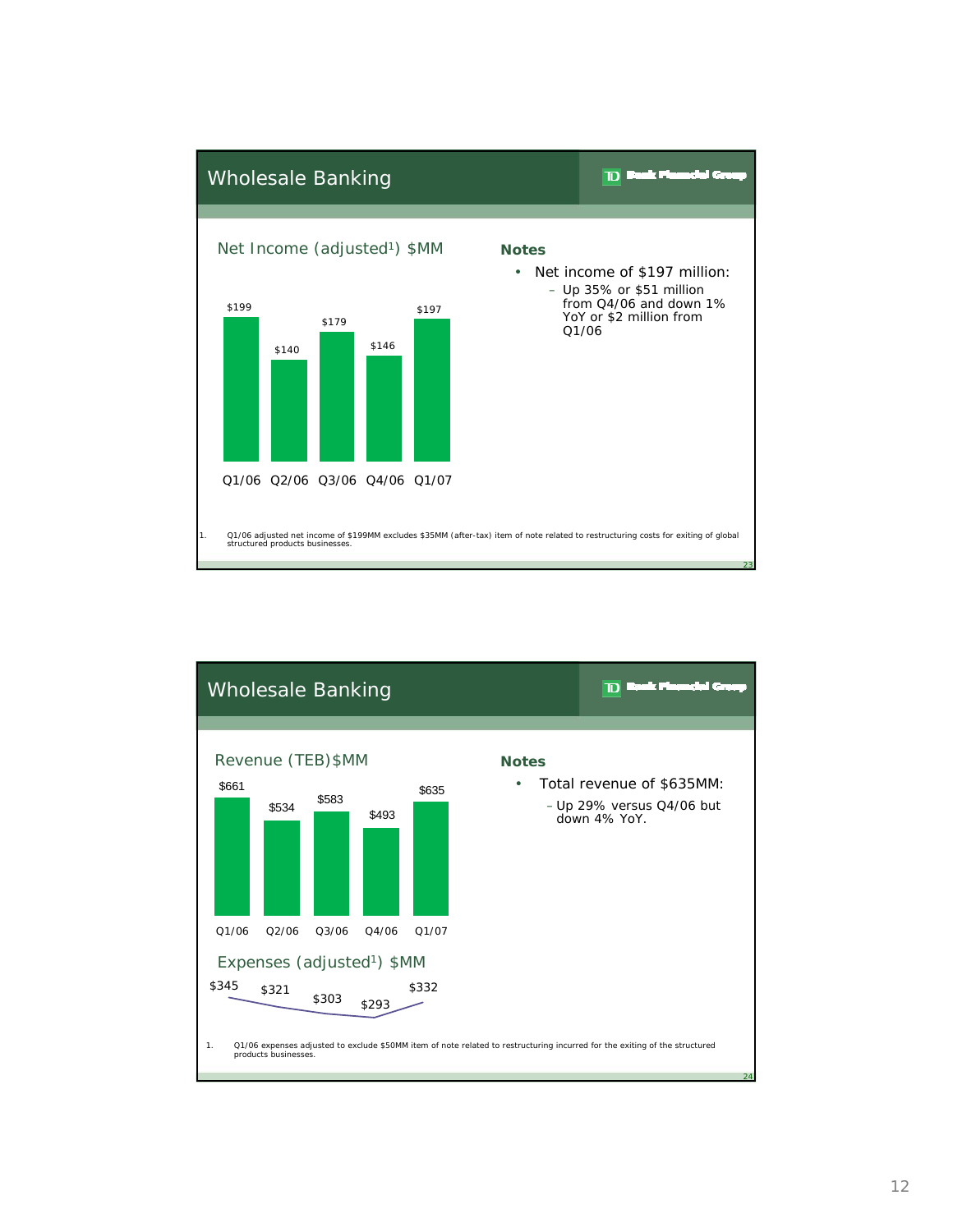## Wholesale Banking

TD Bank Financial Group

### Net Income (adjusted[1]) $MM

| Q1/06 | Q2/06 | Q3/06 | Q4/06 | Q1/07 |
|---|---|---|---|---|
| $199 | $140 | $179 | $146 | $197 |

**Notes**

- Net income of $197 million:
  - Up 35% or $51 million from Q4/06 and down 1% YoY or $2 million from Q1/06

1. Q1/06 adjusted net income of $199MM excludes $35MM (after-tax) item of note related to restructuring costs for exiting of global structured products businesses.

## Wholesale Banking

TD Bank Financial Group

### Revenue (TEB)$MM

| Q1/06 | Q2/06 | Q3/06 | Q4/06 | Q1/07 |
|---|---|---|---|---|
| $661 | $534 | $583 | $493 | $635 |

### Expenses (adjusted[1]) $MM

| Q1/06 | Q2/06 | Q3/06 | Q4/06 | Q1/07 |
|---|---|---|---|---|
| $345 | $321 | $303 | $293 | $332 |

**Notes**

- Total revenue of $635MM:
  - Up 29% versus Q4/06 but down 4% YoY.

1. Q1/06 expenses adjusted to exclude $50MM item of note related to restructuring incurred for the exiting of the structured products businesses.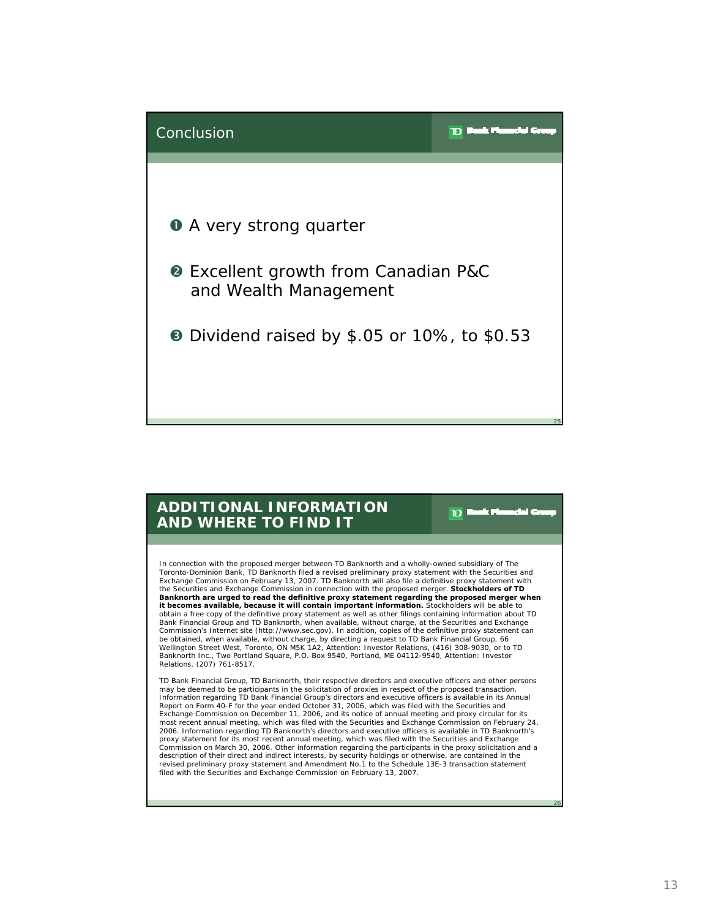## Conclusion

TD Bank Financial Group

❶ A very strong quarter

❷ Excellent growth from Canadian P&C and Wealth Management

❸ Dividend raised by $.05 or 10%, to $0.53

## ADDITIONAL INFORMATION AND WHERE TO FIND IT

TD Bank Financial Group

In connection with the proposed merger between TD Banknorth and a wholly-owned subsidiary of The Toronto-Dominion Bank, TD Banknorth filed a revised preliminary proxy statement with the Securities and Exchange Commission on February 13, 2007. TD Banknorth will also file a definitive proxy statement with the Securities and Exchange Commission in connection with the proposed merger. **Stockholders of TD Banknorth are urged to read the definitive proxy statement regarding the proposed merger when it becomes available, because it will contain important information.** Stockholders will be able to obtain a free copy of the definitive proxy statement as well as other filings containing information about TD Bank Financial Group and TD Banknorth, when available, without charge, at the Securities and Exchange Commission's Internet site (http://www.sec.gov). In addition, copies of the definitive proxy statement can be obtained, when available, without charge, by directing a request to TD Bank Financial Group, 66 Wellington Street West, Toronto, ON M5K 1A2, Attention: Investor Relations, (416) 308-9030, or to TD Banknorth Inc., Two Portland Square, P.O. Box 9540, Portland, ME 04112-9540, Attention: Investor Relations, (207) 761-8517.

TD Bank Financial Group, TD Banknorth, their respective directors and executive officers and other persons may be deemed to be participants in the solicitation of proxies in respect of the proposed transaction. Information regarding TD Bank Financial Group's directors and executive officers is available in its Annual Report on Form 40-F for the year ended October 31, 2006, which was filed with the Securities and Exchange Commission on December 11, 2006, and its notice of annual meeting and proxy circular for its most recent annual meeting, which was filed with the Securities and Exchange Commission on February 24, 2006. Information regarding TD Banknorth's directors and executive officers is available in TD Banknorth's proxy statement for its most recent annual meeting, which was filed with the Securities and Exchange Commission on March 30, 2006. Other information regarding the participants in the proxy solicitation and a description of their direct and indirect interests, by security holdings or otherwise, are contained in the revised preliminary proxy statement and Amendment No.1 to the Schedule 13E-3 transaction statement filed with the Securities and Exchange Commission on February 13, 2007.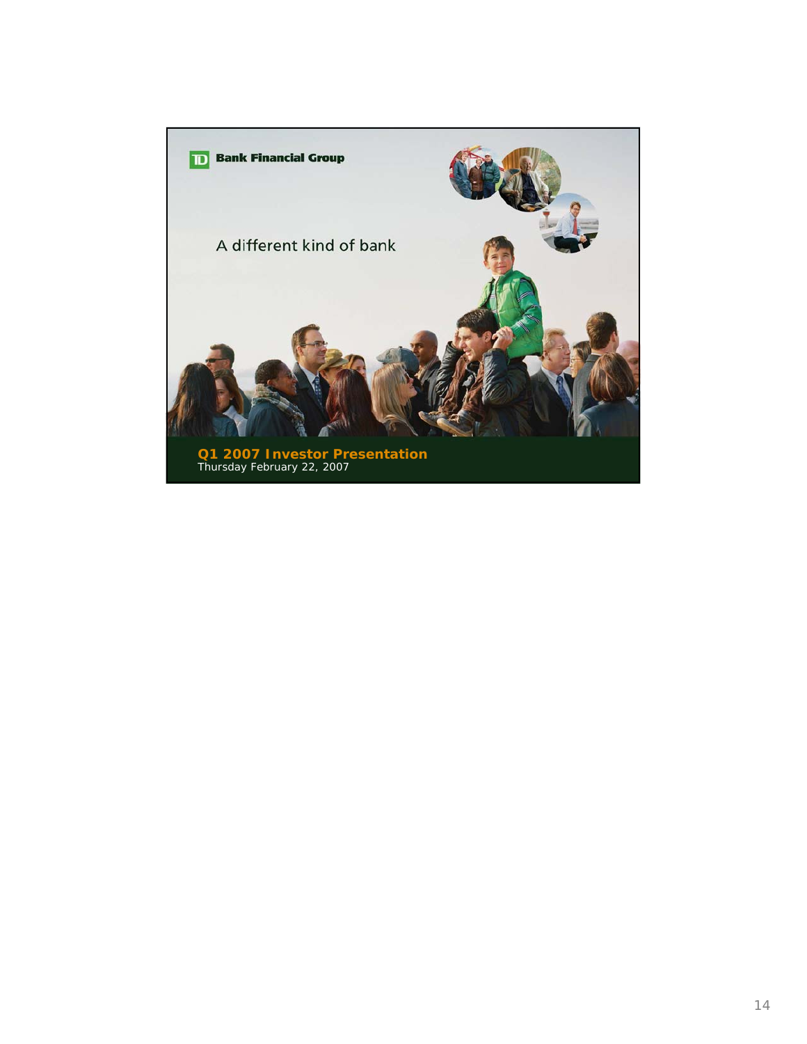TD Bank Financial Group

A different kind of bank

**Q1 2007 Investor Presentation**
Thursday February 22, 2007